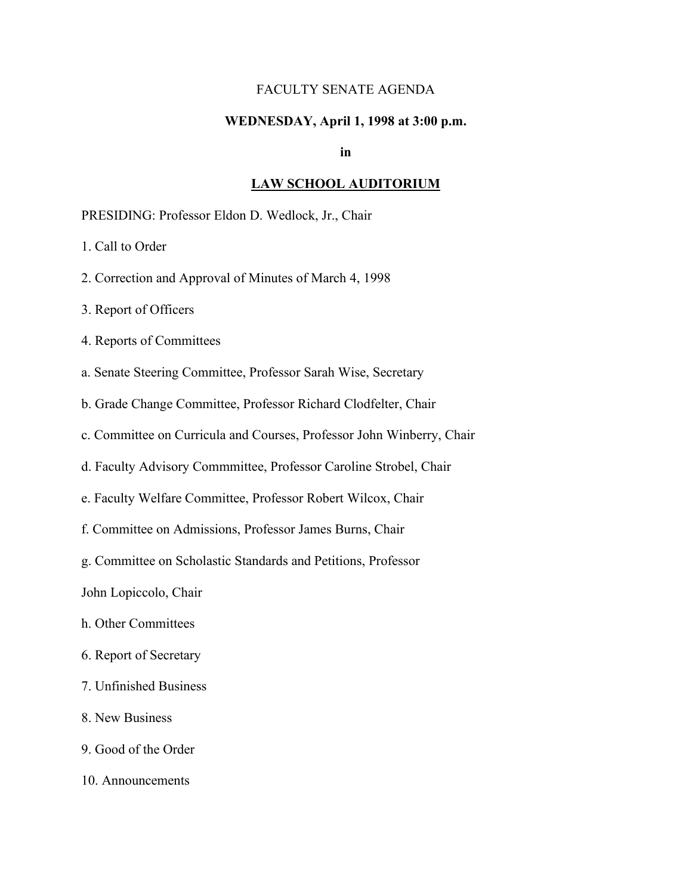# FACULTY SENATE AGENDA

**WEDNESDAY, April 1, 1998 at 3:00 p.m.**

**in**

**LAW SCHOOL AUDITORIUM**

PRESIDING: Professor Eldon D. Wedlock, Jr., Chair

1. Call to Order

2. Correction and Approval of Minutes of March 4, 1998

3. Report of Officers

4. Reports of Committees

a. Senate Steering Committee, Professor Sarah Wise, Secretary

b. Grade Change Committee, Professor Richard Clodfelter, Chair

c. Committee on Curricula and Courses, Professor John Winberry, Chair

d. Faculty Advisory Commmittee, Professor Caroline Strobel, Chair

e. Faculty Welfare Committee, Professor Robert Wilcox, Chair

f. Committee on Admissions, Professor James Burns, Chair

g. Committee on Scholastic Standards and Petitions, Professor John Lopiccolo, Chair

h. Other Committees

6. Report of Secretary

7. Unfinished Business

8. New Business

9. Good of the Order

10. Announcements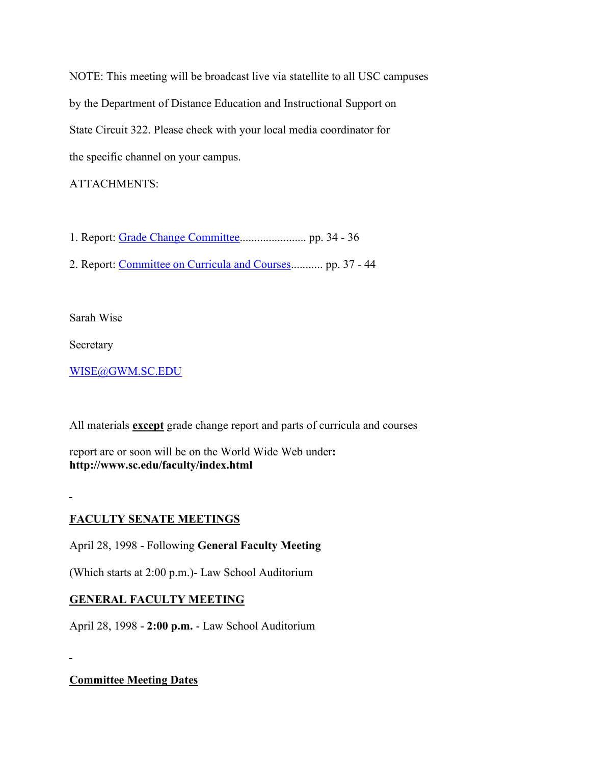NOTE: This meeting will be broadcast live via statellite to all USC campuses by the Department of Distance Education and Instructional Support on State Circuit 322. Please check with your local media coordinator for the specific channel on your campus.

ATTACHMENTS:

1. Report: Grade Change Committee....................... pp. 34 - 36

2. Report: Committee on Curricula and Courses........... pp. 37 - 44

Sarah Wise

Secretary

WISE@GWM.SC.EDU

All materials **except** grade change report and parts of curricula and courses report are or soon will be on the World Wide Web under**: http://www.sc.edu/faculty/index.html**

**FACULTY SENATE MEETINGS**

April 28, 1998 - Following **General Faculty Meeting**

(Which starts at 2:00 p.m.)- Law School Auditorium

**GENERAL FACULTY MEETING**

April 28, 1998 - **2:00 p.m.** - Law School Auditorium

**Committee Meeting Dates**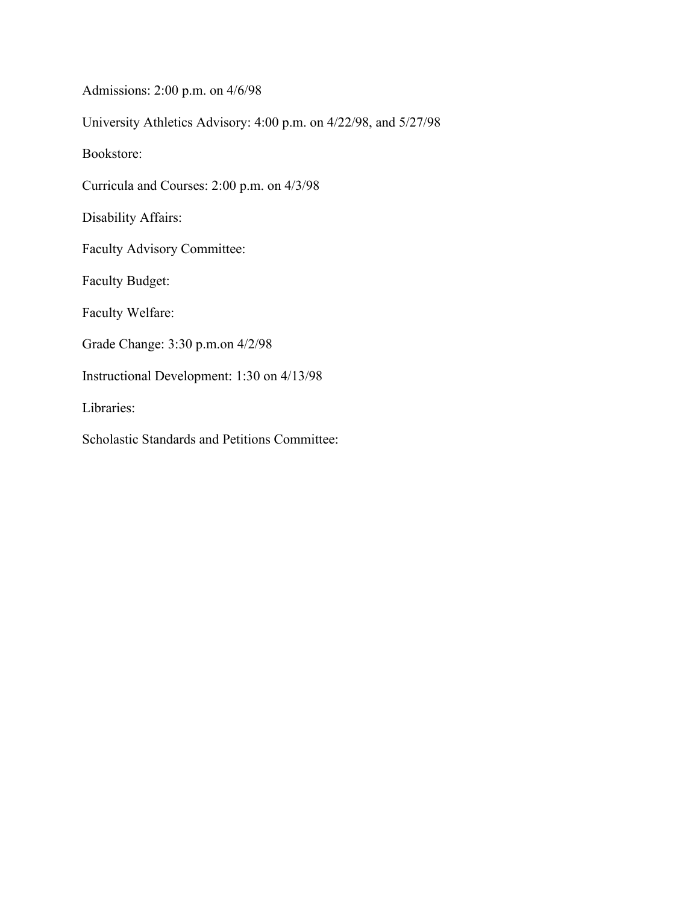Admissions: 2:00 p.m. on 4/6/98

University Athletics Advisory: 4:00 p.m. on 4/22/98, and 5/27/98

Bookstore:

Curricula and Courses: 2:00 p.m. on 4/3/98

Disability Affairs:

Faculty Advisory Committee:

Faculty Budget:

Faculty Welfare:

Grade Change: 3:30 p.m.on 4/2/98

Instructional Development: 1:30 on 4/13/98

Libraries:

Scholastic Standards and Petitions Committee: